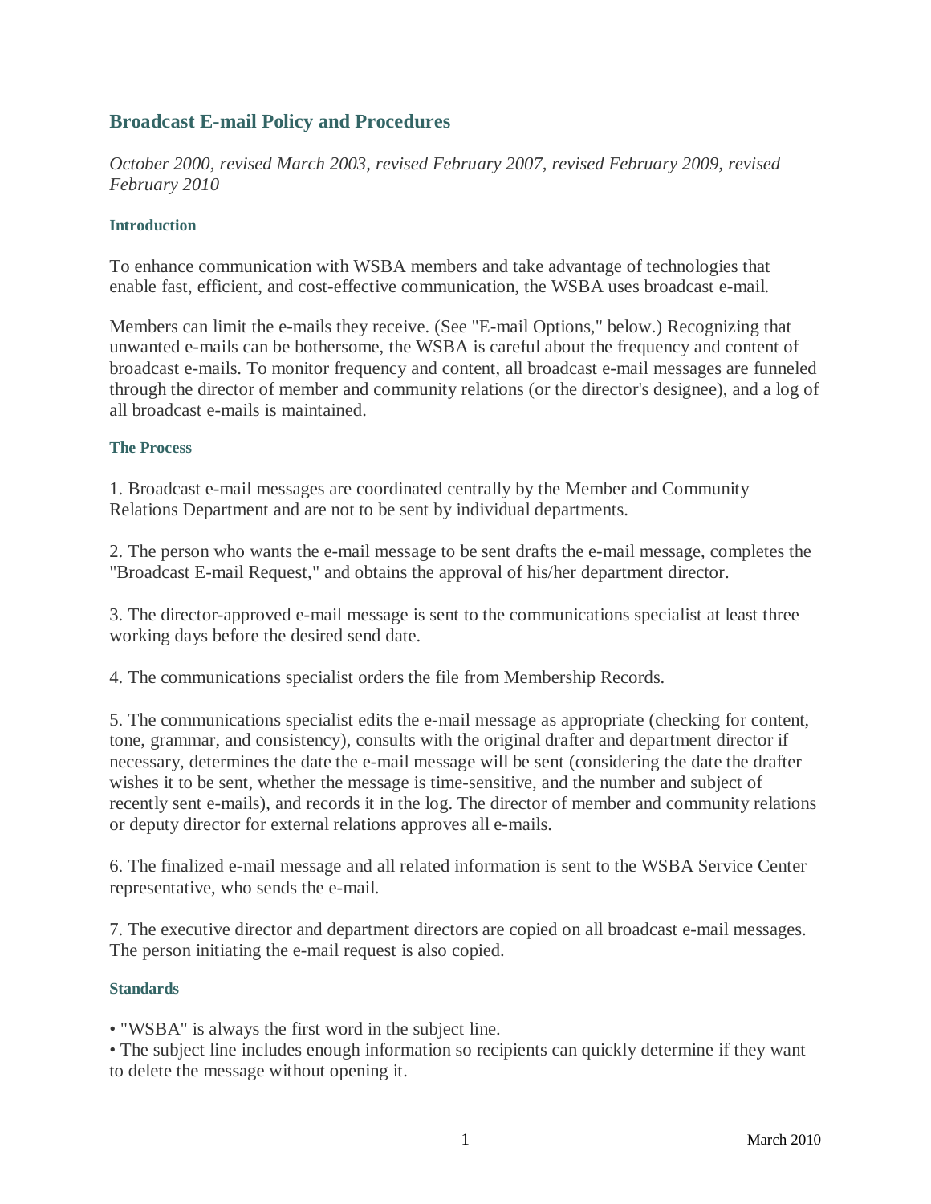## Broadcast E-mail Policy and Procedures

*October 2000, revised March 2003, revised February 2007, revised February 2009, revised February 2010*

#### Introduction

To enhance communication with WSBA members and take advantage of technologies that enable fast, efficient, and cost-effective communication, the WSBA uses broadcast e-mail.

Members can limit the e-mails they receive. (See "E-mail Options," below.) Recognizing that unwanted e-mails can be bothersome, the WSBA is careful about the frequency and content of broadcast e-mails. To monitor frequency and content, all broadcast e-mail messages are funneled through the director of member and community relations (or the director's designee), and a log of all broadcast e-mails is maintained.

#### The Process

1. Broadcast e-mail messages are coordinated centrally by the Member and Community Relations Department and are not to be sent by individual departments.

2. The person who wants the e-mail message to be sent drafts the e-mail message, completes the "Broadcast E-mail Request," and obtains the approval of his/her department director.

3. The director-approved e-mail message is sent to the communications specialist at least three working days before the desired send date.

4. The communications specialist orders the file from Membership Records.

5. The communications specialist edits the e-mail message as appropriate (checking for content, tone, grammar, and consistency), consults with the original drafter and department director if necessary, determines the date the e-mail message will be sent (considering the date the drafter wishes it to be sent, whether the message is time-sensitive, and the number and subject of recently sent e-mails), and records it in the log. The director of member and community relations or deputy director for external relations approves all e-mails.

6. The finalized e-mail message and all related information is sent to the WSBA Service Center representative, who sends the e-mail.

7. The executive director and department directors are copied on all broadcast e-mail messages. The person initiating the e-mail request is also copied.

#### Standards

- "WSBA" is always the first word in the subject line.
- The subject line includes enough information so recipients can quickly determine if they want to delete the message without opening it.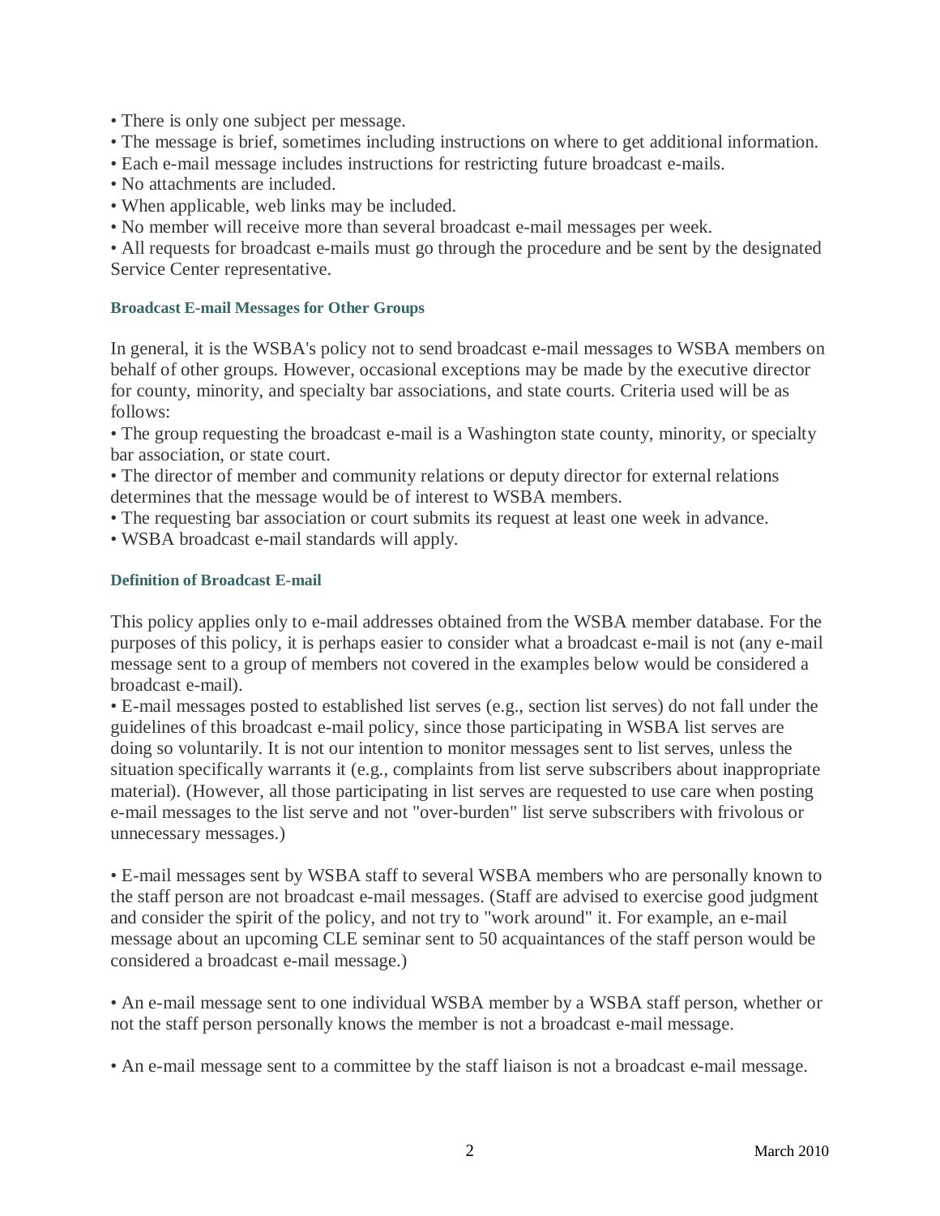- There is only one subject per message.
- The message is brief, sometimes including instructions on where to get additional information.
- Each e-mail message includes instructions for restricting future broadcast e-mails.
- No attachments are included.
- When applicable, web links may be included.
- No member will receive more than several broadcast e-mail messages per week.
- All requests for broadcast e-mails must go through the procedure and be sent by the designated Service Center representative.

#### Broadcast E-mail Messages for Other Groups

In general, it is the WSBA's policy not to send broadcast e-mail messages to WSBA members on behalf of other groups. However, occasional exceptions may be made by the executive director for county, minority, and specialty bar associations, and state courts. Criteria used will be as follows:

- The group requesting the broadcast e-mail is a Washington state county, minority, or specialty bar association, or state court.
- The director of member and community relations or deputy director for external relations determines that the message would be of interest to WSBA members.
- The requesting bar association or court submits its request at least one week in advance.
- WSBA broadcast e-mail standards will apply.

#### Definition of Broadcast E-mail

This policy applies only to e-mail addresses obtained from the WSBA member database. For the purposes of this policy, it is perhaps easier to consider what a broadcast e-mail is not (any e-mail message sent to a group of members not covered in the examples below would be considered a broadcast e-mail).

- E-mail messages posted to established list serves (e.g., section list serves) do not fall under the guidelines of this broadcast e-mail policy, since those participating in WSBA list serves are doing so voluntarily. It is not our intention to monitor messages sent to list serves, unless the situation specifically warrants it (e.g., complaints from list serve subscribers about inappropriate material). (However, all those participating in list serves are requested to use care when posting e-mail messages to the list serve and not "over-burden" list serve subscribers with frivolous or unnecessary messages.)

- E-mail messages sent by WSBA staff to several WSBA members who are personally known to the staff person are not broadcast e-mail messages. (Staff are advised to exercise good judgment and consider the spirit of the policy, and not try to "work around" it. For example, an e-mail message about an upcoming CLE seminar sent to 50 acquaintances of the staff person would be considered a broadcast e-mail message.)

- An e-mail message sent to one individual WSBA member by a WSBA staff person, whether or not the staff person personally knows the member is not a broadcast e-mail message.

- An e-mail message sent to a committee by the staff liaison is not a broadcast e-mail message.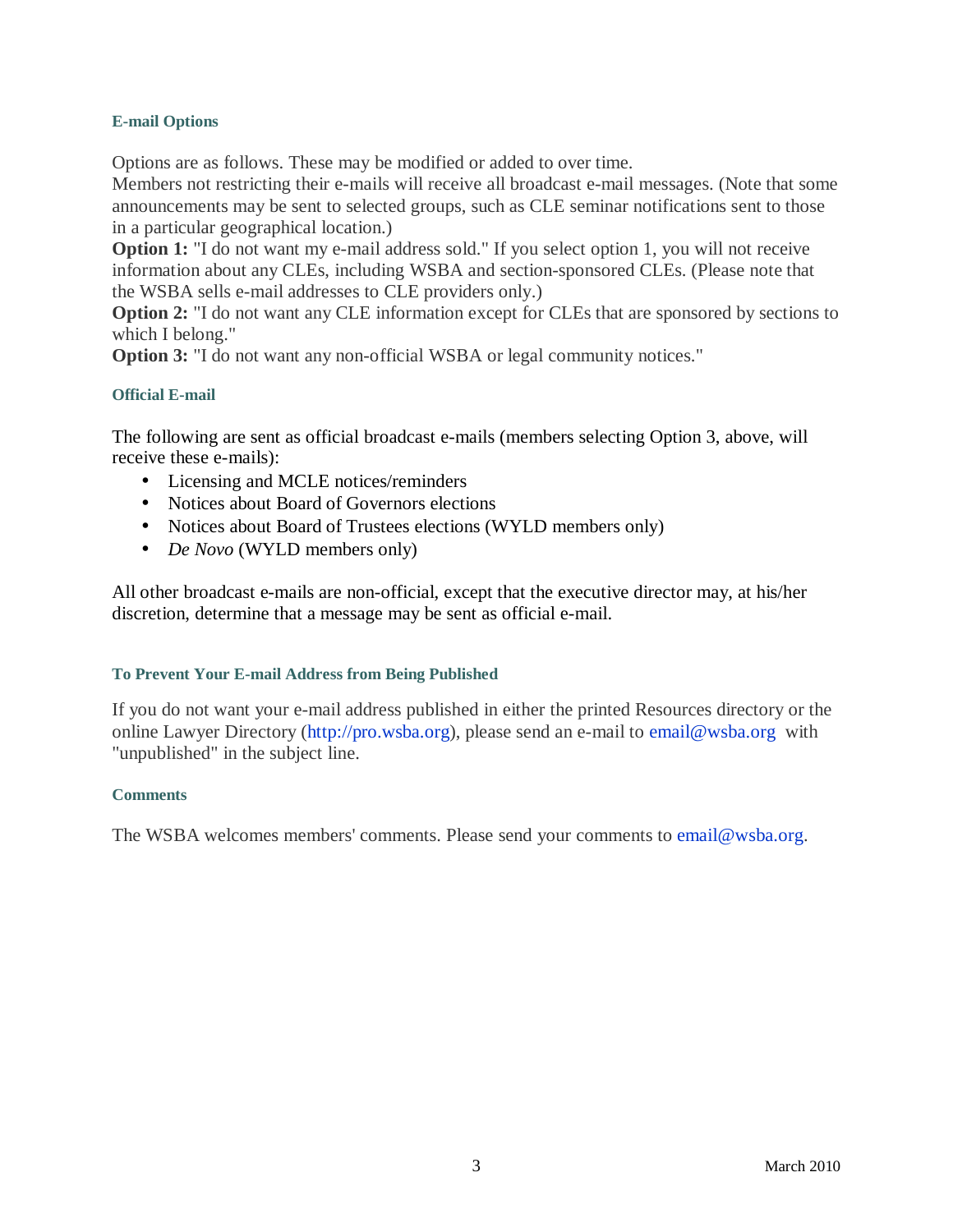### E-mail Options

Options are as follows. These may be modified or added to over time.
Members not restricting their e-mails will receive all broadcast e-mail messages. (Note that some announcements may be sent to selected groups, such as CLE seminar notifications sent to those in a particular geographical location.)
**Option 1:** "I do not want my e-mail address sold." If you select option 1, you will not receive information about any CLEs, including WSBA and section-sponsored CLEs. (Please note that the WSBA sells e-mail addresses to CLE providers only.)
**Option 2:** "I do not want any CLE information except for CLEs that are sponsored by sections to which I belong."
**Option 3:** "I do not want any non-official WSBA or legal community notices."

### Official E-mail

The following are sent as official broadcast e-mails (members selecting Option 3, above, will receive these e-mails):

- Licensing and MCLE notices/reminders
- Notices about Board of Governors elections
- Notices about Board of Trustees elections (WYLD members only)
- *De Novo* (WYLD members only)

All other broadcast e-mails are non-official, except that the executive director may, at his/her discretion, determine that a message may be sent as official e-mail.

### To Prevent Your E-mail Address from Being Published

If you do not want your e-mail address published in either the printed Resources directory or the online Lawyer Directory (http://pro.wsba.org), please send an e-mail to email@wsba.org with "unpublished" in the subject line.

### Comments

The WSBA welcomes members' comments. Please send your comments to email@wsba.org.